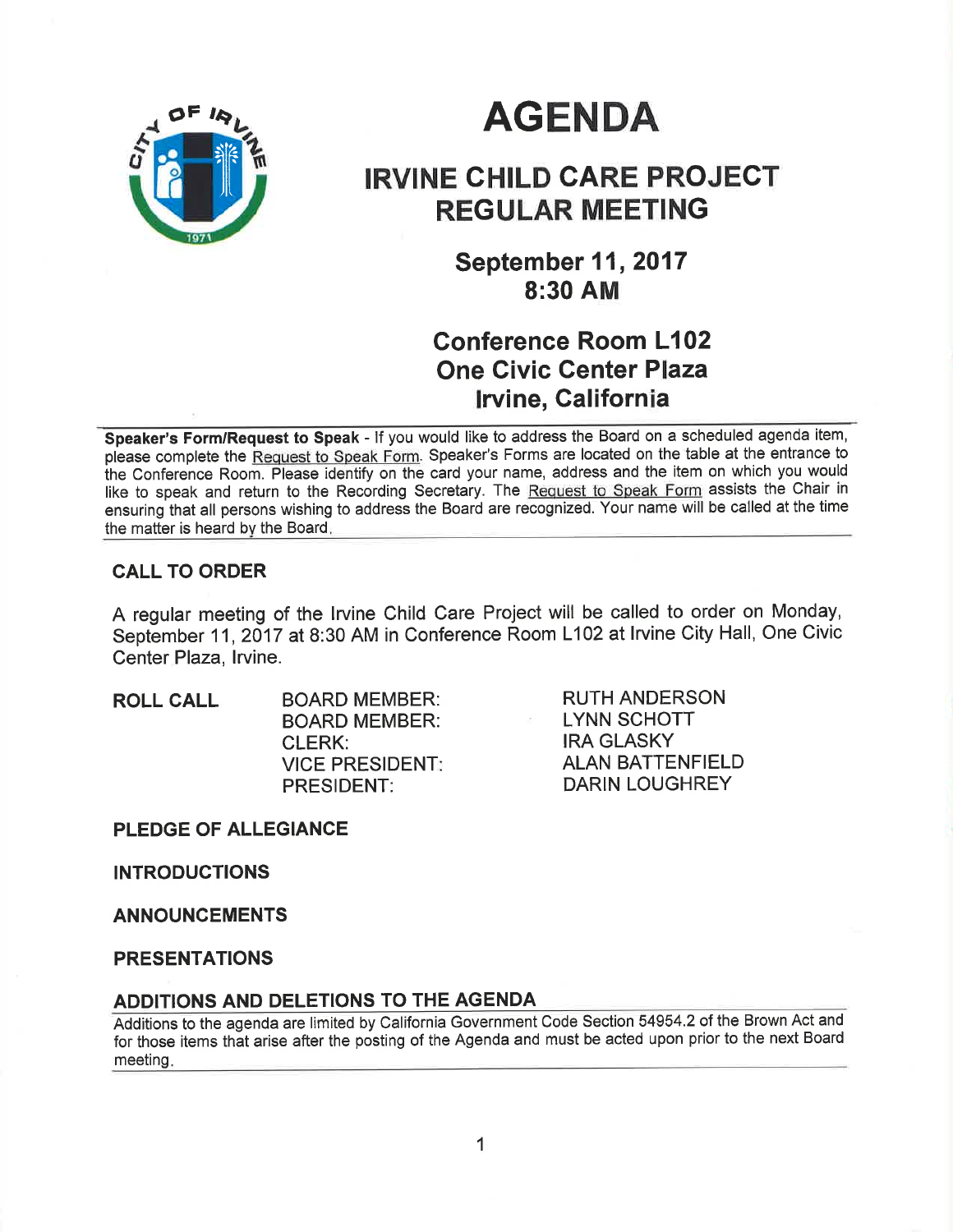# AGENDA

## IRVINE CHILD CARE PROJECT REGULAR MEETING

### September 11, 2017
### 8:30 AM

### Conference Room L102
### One Civic Center Plaza
### Irvine, California

---

**Speaker's Form/Request to Speak** - If you would like to address the Board on a scheduled agenda item, please complete the Request to Speak Form. Speaker's Forms are located on the table at the entrance to the Conference Room. Please identify on the card your name, address and the item on which you would like to speak and return to the Recording Secretary. The Request to Speak Form assists the Chair in ensuring that all persons wishing to address the Board are recognized. Your name will be called at the time the matter is heard by the Board.

---

**CALL TO ORDER**

A regular meeting of the Irvine Child Care Project will be called to order on Monday, September 11, 2017 at 8:30 AM in Conference Room L102 at Irvine City Hall, One Civic Center Plaza, Irvine.

**ROLL CALL**

| | |
|---|---|
| BOARD MEMBER: | RUTH ANDERSON |
| BOARD MEMBER: | LYNN SCHOTT |
| CLERK: | IRA GLASKY |
| VICE PRESIDENT: | ALAN BATTENFIELD |
| PRESIDENT: | DARIN LOUGHREY |

**PLEDGE OF ALLEGIANCE**

**INTRODUCTIONS**

**ANNOUNCEMENTS**

**PRESENTATIONS**

**ADDITIONS AND DELETIONS TO THE AGENDA**

Additions to the agenda are limited by California Government Code Section 54954.2 of the Brown Act and for those items that arise after the posting of the Agenda and must be acted upon prior to the next Board meeting.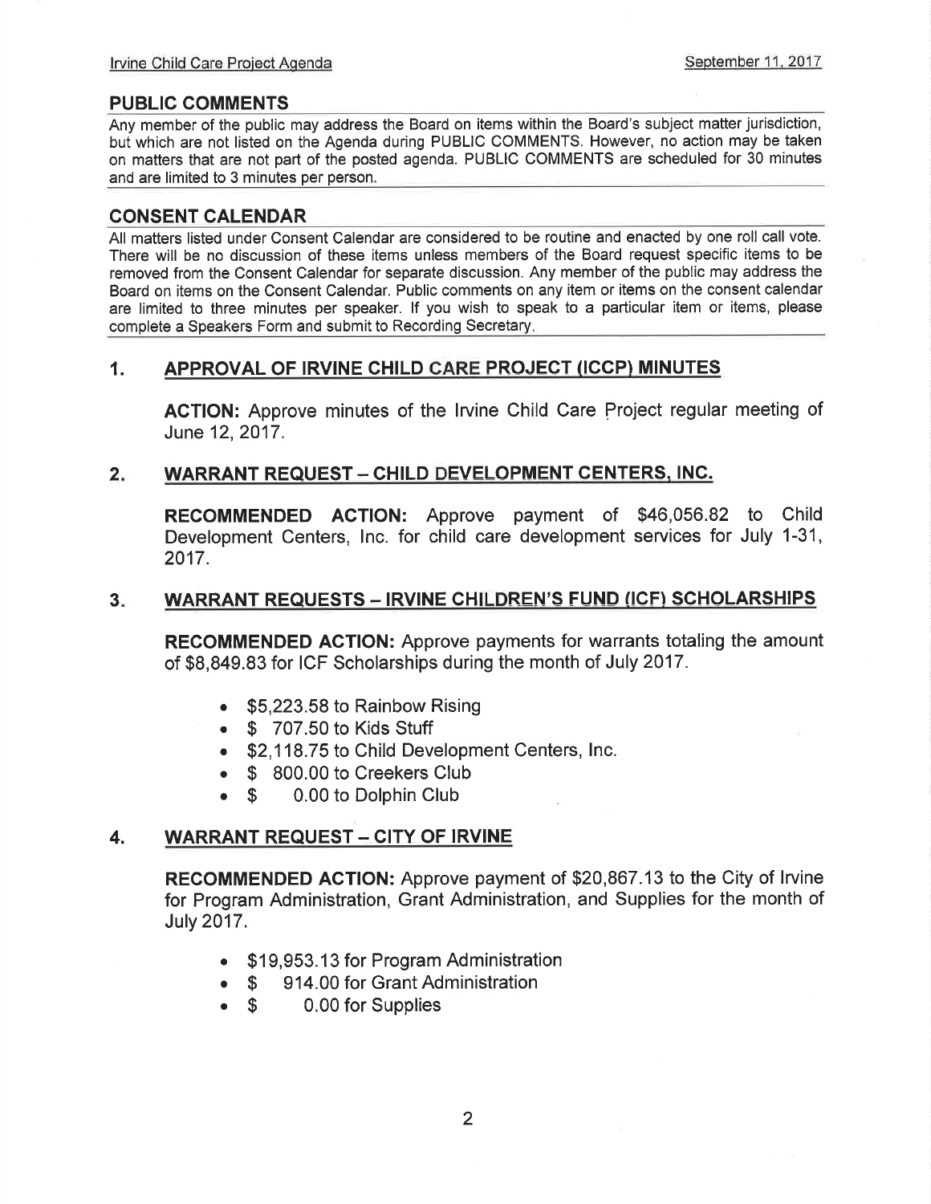## PUBLIC COMMENTS

Any member of the public may address the Board on items within the Board's subject matter jurisdiction, but which are not listed on the Agenda during PUBLIC COMMENTS. However, no action may be taken on matters that are not part of the posted agenda. PUBLIC COMMENTS are scheduled for 30 minutes and are limited to 3 minutes per person.

## CONSENT CALENDAR

All matters listed under Consent Calendar are considered to be routine and enacted by one roll call vote. There will be no discussion of these items unless members of the Board request specific items to be removed from the Consent Calendar for separate discussion. Any member of the public may address the Board on items on the Consent Calendar. Public comments on any item or items on the consent calendar are limited to three minutes per speaker. If you wish to speak to a particular item or items, please complete a Speakers Form and submit to Recording Secretary.

### 1. APPROVAL OF IRVINE CHILD CARE PROJECT (ICCP) MINUTES

**ACTION:** Approve minutes of the Irvine Child Care Project regular meeting of June 12, 2017.

### 2. WARRANT REQUEST – CHILD DEVELOPMENT CENTERS, INC.

**RECOMMENDED ACTION:** Approve payment of $46,056.82 to Child Development Centers, Inc. for child care development services for July 1-31, 2017.

### 3. WARRANT REQUESTS – IRVINE CHILDREN'S FUND (ICF) SCHOLARSHIPS

**RECOMMENDED ACTION:** Approve payments for warrants totaling the amount of $8,849.83 for ICF Scholarships during the month of July 2017.

- $5,223.58 to Rainbow Rising
- $ 707.50 to Kids Stuff
- $2,118.75 to Child Development Centers, Inc.
- $ 800.00 to Creekers Club
- $ 0.00 to Dolphin Club

### 4. WARRANT REQUEST – CITY OF IRVINE

**RECOMMENDED ACTION:** Approve payment of $20,867.13 to the City of Irvine for Program Administration, Grant Administration, and Supplies for the month of July 2017.

- $19,953.13 for Program Administration
- $ 914.00 for Grant Administration
- $ 0.00 for Supplies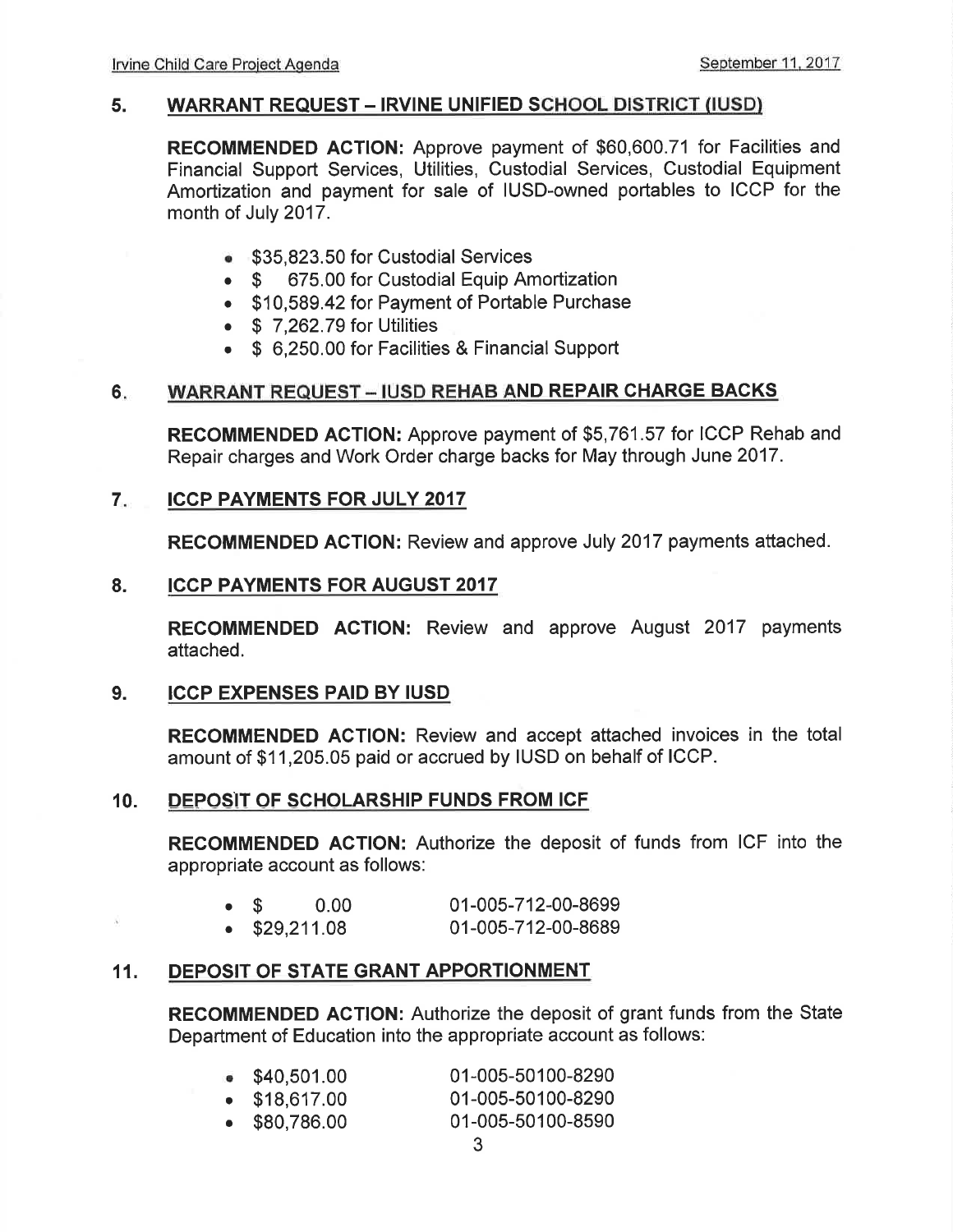## 5. WARRANT REQUEST – IRVINE UNIFIED SCHOOL DISTRICT (IUSD)

**RECOMMENDED ACTION:** Approve payment of $60,600.71 for Facilities and Financial Support Services, Utilities, Custodial Services, Custodial Equipment Amortization and payment for sale of IUSD-owned portables to ICCP for the month of July 2017.

- $35,823.50 for Custodial Services
- $ 675.00 for Custodial Equip Amortization
- $10,589.42 for Payment of Portable Purchase
- $ 7,262.79 for Utilities
- $ 6,250.00 for Facilities & Financial Support

## 6. WARRANT REQUEST – IUSD REHAB AND REPAIR CHARGE BACKS

**RECOMMENDED ACTION:** Approve payment of $5,761.57 for ICCP Rehab and Repair charges and Work Order charge backs for May through June 2017.

## 7. ICCP PAYMENTS FOR JULY 2017

**RECOMMENDED ACTION:** Review and approve July 2017 payments attached.

## 8. ICCP PAYMENTS FOR AUGUST 2017

**RECOMMENDED ACTION:** Review and approve August 2017 payments attached.

## 9. ICCP EXPENSES PAID BY IUSD

**RECOMMENDED ACTION:** Review and accept attached invoices in the total amount of $11,205.05 paid or accrued by IUSD on behalf of ICCP.

## 10. DEPOSIT OF SCHOLARSHIP FUNDS FROM ICF

**RECOMMENDED ACTION:** Authorize the deposit of funds from ICF into the appropriate account as follows:

- $ 0.00 01-005-712-00-8699
- $29,211.08 01-005-712-00-8689

## 11. DEPOSIT OF STATE GRANT APPORTIONMENT

**RECOMMENDED ACTION:** Authorize the deposit of grant funds from the State Department of Education into the appropriate account as follows:

- $40,501.00 01-005-50100-8290
- $18,617.00 01-005-50100-8290
- $80,786.00 01-005-50100-8590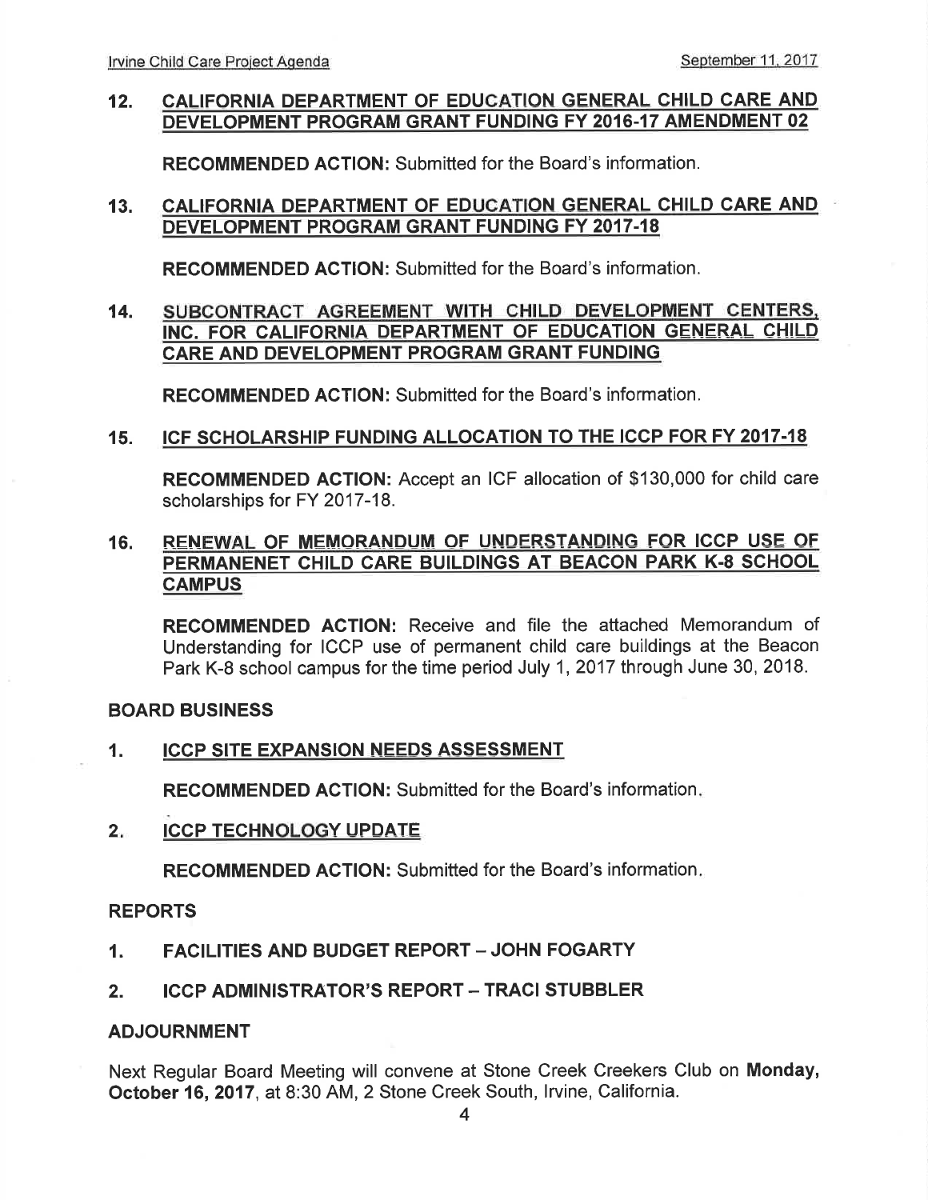12. **CALIFORNIA DEPARTMENT OF EDUCATION GENERAL CHILD CARE AND DEVELOPMENT PROGRAM GRANT FUNDING FY 2016-17 AMENDMENT 02**

    **RECOMMENDED ACTION:** Submitted for the Board's information.

13. **CALIFORNIA DEPARTMENT OF EDUCATION GENERAL CHILD CARE AND DEVELOPMENT PROGRAM GRANT FUNDING FY 2017-18**

    **RECOMMENDED ACTION:** Submitted for the Board's information.

14. **SUBCONTRACT AGREEMENT WITH CHILD DEVELOPMENT CENTERS, INC. FOR CALIFORNIA DEPARTMENT OF EDUCATION GENERAL CHILD CARE AND DEVELOPMENT PROGRAM GRANT FUNDING**

    **RECOMMENDED ACTION:** Submitted for the Board's information.

15. **ICF SCHOLARSHIP FUNDING ALLOCATION TO THE ICCP FOR FY 2017-18**

    **RECOMMENDED ACTION:** Accept an ICF allocation of $130,000 for child care scholarships for FY 2017-18.

16. **RENEWAL OF MEMORANDUM OF UNDERSTANDING FOR ICCP USE OF PERMANENET CHILD CARE BUILDINGS AT BEACON PARK K-8 SCHOOL CAMPUS**

    **RECOMMENDED ACTION:** Receive and file the attached Memorandum of Understanding for ICCP use of permanent child care buildings at the Beacon Park K-8 school campus for the time period July 1, 2017 through June 30, 2018.

## BOARD BUSINESS

1. **ICCP SITE EXPANSION NEEDS ASSESSMENT**

   **RECOMMENDED ACTION:** Submitted for the Board's information.

2. **ICCP TECHNOLOGY UPDATE**

   **RECOMMENDED ACTION:** Submitted for the Board's information.

## REPORTS

1. **FACILITIES AND BUDGET REPORT – JOHN FOGARTY**
2. **ICCP ADMINISTRATOR'S REPORT – TRACI STUBBLER**

## ADJOURNMENT

Next Regular Board Meeting will convene at Stone Creek Creekers Club on **Monday, October 16, 2017**, at 8:30 AM, 2 Stone Creek South, Irvine, California.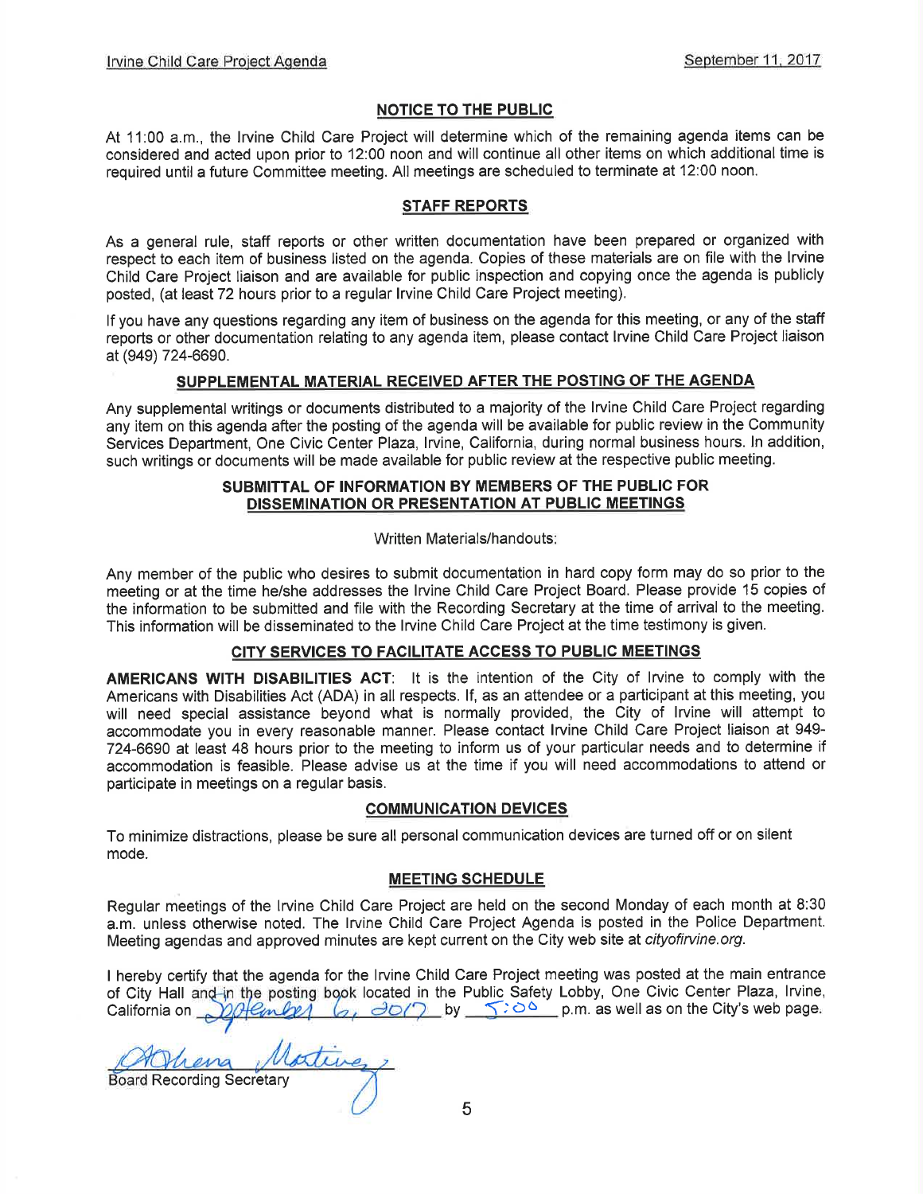## NOTICE TO THE PUBLIC

At 11:00 a.m., the Irvine Child Care Project will determine which of the remaining agenda items can be considered and acted upon prior to 12:00 noon and will continue all other items on which additional time is required until a future Committee meeting. All meetings are scheduled to terminate at 12:00 noon.

## STAFF REPORTS

As a general rule, staff reports or other written documentation have been prepared or organized with respect to each item of business listed on the agenda. Copies of these materials are on file with the Irvine Child Care Project liaison and are available for public inspection and copying once the agenda is publicly posted, (at least 72 hours prior to a regular Irvine Child Care Project meeting).

If you have any questions regarding any item of business on the agenda for this meeting, or any of the staff reports or other documentation relating to any agenda item, please contact Irvine Child Care Project liaison at (949) 724-6690.

## SUPPLEMENTAL MATERIAL RECEIVED AFTER THE POSTING OF THE AGENDA

Any supplemental writings or documents distributed to a majority of the Irvine Child Care Project regarding any item on this agenda after the posting of the agenda will be available for public review in the Community Services Department, One Civic Center Plaza, Irvine, California, during normal business hours. In addition, such writings or documents will be made available for public review at the respective public meeting.

## SUBMITTAL OF INFORMATION BY MEMBERS OF THE PUBLIC FOR DISSEMINATION OR PRESENTATION AT PUBLIC MEETINGS

Written Materials/handouts:

Any member of the public who desires to submit documentation in hard copy form may do so prior to the meeting or at the time he/she addresses the Irvine Child Care Project Board. Please provide 15 copies of the information to be submitted and file with the Recording Secretary at the time of arrival to the meeting. This information will be disseminated to the Irvine Child Care Project at the time testimony is given.

## CITY SERVICES TO FACILITATE ACCESS TO PUBLIC MEETINGS

**AMERICANS WITH DISABILITIES ACT**: It is the intention of the City of Irvine to comply with the Americans with Disabilities Act (ADA) in all respects. If, as an attendee or a participant at this meeting, you will need special assistance beyond what is normally provided, the City of Irvine will attempt to accommodate you in every reasonable manner. Please contact Irvine Child Care Project liaison at 949-724-6690 at least 48 hours prior to the meeting to inform us of your particular needs and to determine if accommodation is feasible. Please advise us at the time if you will need accommodations to attend or participate in meetings on a regular basis.

## COMMUNICATION DEVICES

To minimize distractions, please be sure all personal communication devices are turned off or on silent mode.

## MEETING SCHEDULE

Regular meetings of the Irvine Child Care Project are held on the second Monday of each month at 8:30 a.m. unless otherwise noted. The Irvine Child Care Project Agenda is posted in the Police Department. Meeting agendas and approved minutes are kept current on the City web site at *cityofirvine.org*.

I hereby certify that the agenda for the Irvine Child Care Project meeting was posted at the main entrance of City Hall and in the posting book located in the Public Safety Lobby, One Civic Center Plaza, Irvine, California on September 6, 2017 by 5:00 p.m. as well as on the City's web page.

Athena Martinez

Board Recording Secretary